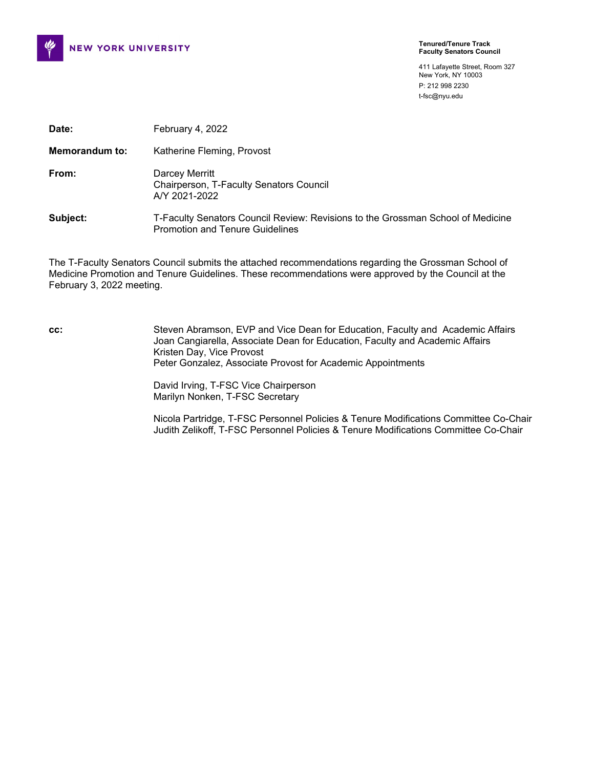NEW YORK UNIVERSITY

**Tenured/Tenure Track**
**Faculty Senators Council**

411 Lafayette Street, Room 327
New York, NY 10003
P: 212 998 2230
t-fsc@nyu.edu

**Date:** February 4, 2022

**Memorandum to:** Katherine Fleming, Provost

**From:** Darcey Merritt
Chairperson, T-Faculty Senators Council
A/Y 2021-2022

**Subject:** T-Faculty Senators Council Review: Revisions to the Grossman School of Medicine Promotion and Tenure Guidelines

The T-Faculty Senators Council submits the attached recommendations regarding the Grossman School of Medicine Promotion and Tenure Guidelines. These recommendations were approved by the Council at the February 3, 2022 meeting.

**cc:** Steven Abramson, EVP and Vice Dean for Education, Faculty and Academic Affairs
Joan Cangiarella, Associate Dean for Education, Faculty and Academic Affairs
Kristen Day, Vice Provost
Peter Gonzalez, Associate Provost for Academic Appointments

David Irving, T-FSC Vice Chairperson
Marilyn Nonken, T-FSC Secretary

Nicola Partridge, T-FSC Personnel Policies & Tenure Modifications Committee Co-Chair
Judith Zelikoff, T-FSC Personnel Policies & Tenure Modifications Committee Co-Chair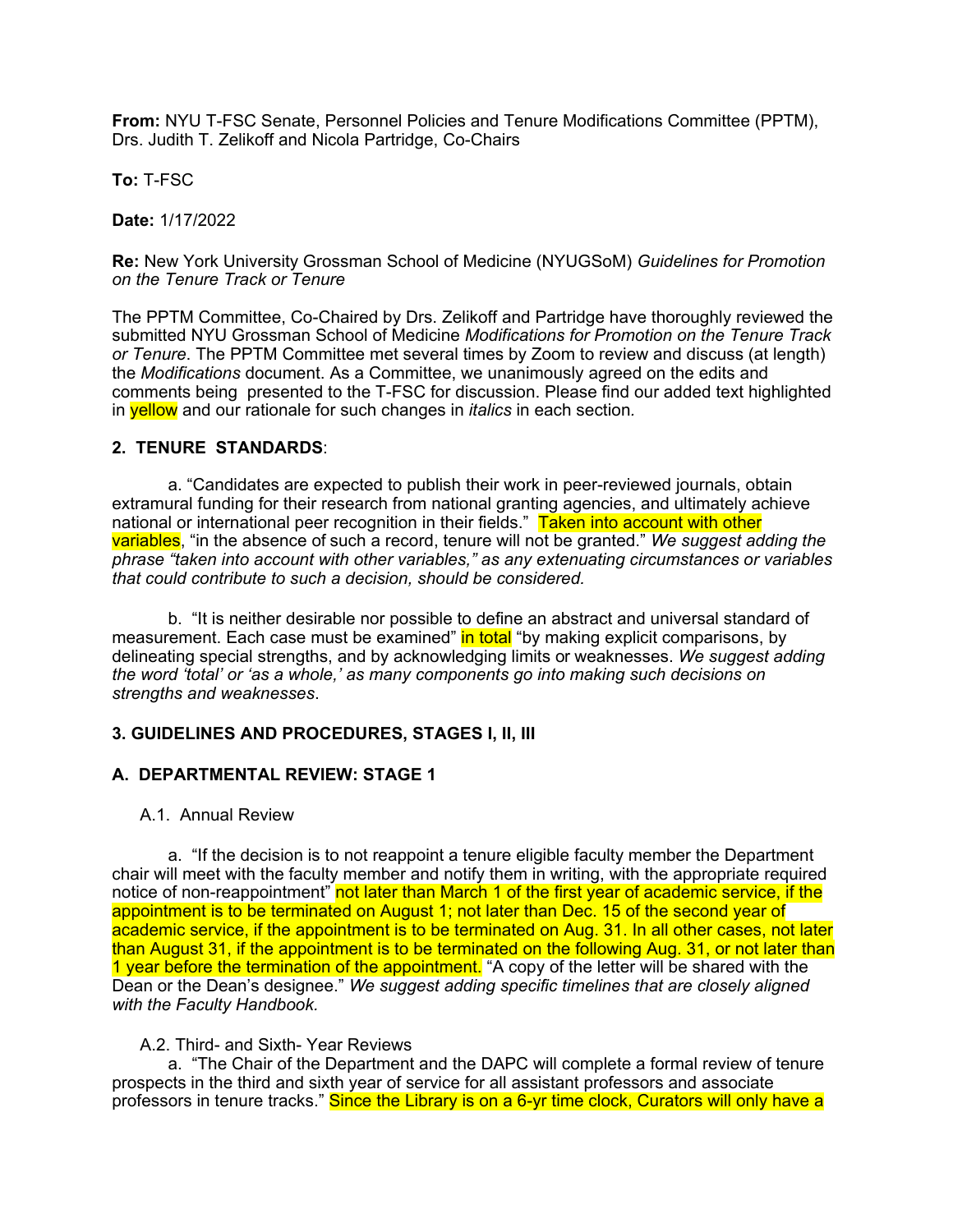**From:** NYU T-FSC Senate, Personnel Policies and Tenure Modifications Committee (PPTM), Drs. Judith T. Zelikoff and Nicola Partridge, Co-Chairs

**To:** T-FSC

**Date:** 1/17/2022

**Re:** New York University Grossman School of Medicine (NYUGSoM) *Guidelines for Promotion on the Tenure Track or Tenure*

The PPTM Committee, Co-Chaired by Drs. Zelikoff and Partridge have thoroughly reviewed the submitted NYU Grossman School of Medicine *Modifications for Promotion on the Tenure Track or Tenure*. The PPTM Committee met several times by Zoom to review and discuss (at length) the *Modifications* document. As a Committee, we unanimously agreed on the edits and comments being presented to the T-FSC for discussion. Please find our added text highlighted in yellow and our rationale for such changes in *italics* in each section.

**2. TENURE STANDARDS**:

a. "Candidates are expected to publish their work in peer-reviewed journals, obtain extramural funding for their research from national granting agencies, and ultimately achieve national or international peer recognition in their fields." Taken into account with other variables, "in the absence of such a record, tenure will not be granted." *We suggest adding the phrase "taken into account with other variables," as any extenuating circumstances or variables that could contribute to such a decision, should be considered.*

b. "It is neither desirable nor possible to define an abstract and universal standard of measurement. Each case must be examined" in total "by making explicit comparisons, by delineating special strengths, and by acknowledging limits or weaknesses. *We suggest adding the word 'total' or 'as a whole,' as many components go into making such decisions on strengths and weaknesses*.

**3. GUIDELINES AND PROCEDURES, STAGES I, II, III**

**A. DEPARTMENTAL REVIEW: STAGE 1**

A.1. Annual Review

a. "If the decision is to not reappoint a tenure eligible faculty member the Department chair will meet with the faculty member and notify them in writing, with the appropriate required notice of non-reappointment" not later than March 1 of the first year of academic service, if the appointment is to be terminated on August 1; not later than Dec. 15 of the second year of academic service, if the appointment is to be terminated on Aug. 31. In all other cases, not later than August 31, if the appointment is to be terminated on the following Aug. 31, or not later than 1 year before the termination of the appointment. "A copy of the letter will be shared with the Dean or the Dean's designee." *We suggest adding specific timelines that are closely aligned with the Faculty Handbook*.

A.2. Third- and Sixth- Year Reviews

a. "The Chair of the Department and the DAPC will complete a formal review of tenure prospects in the third and sixth year of service for all assistant professors and associate professors in tenure tracks." Since the Library is on a 6-yr time clock, Curators will only have a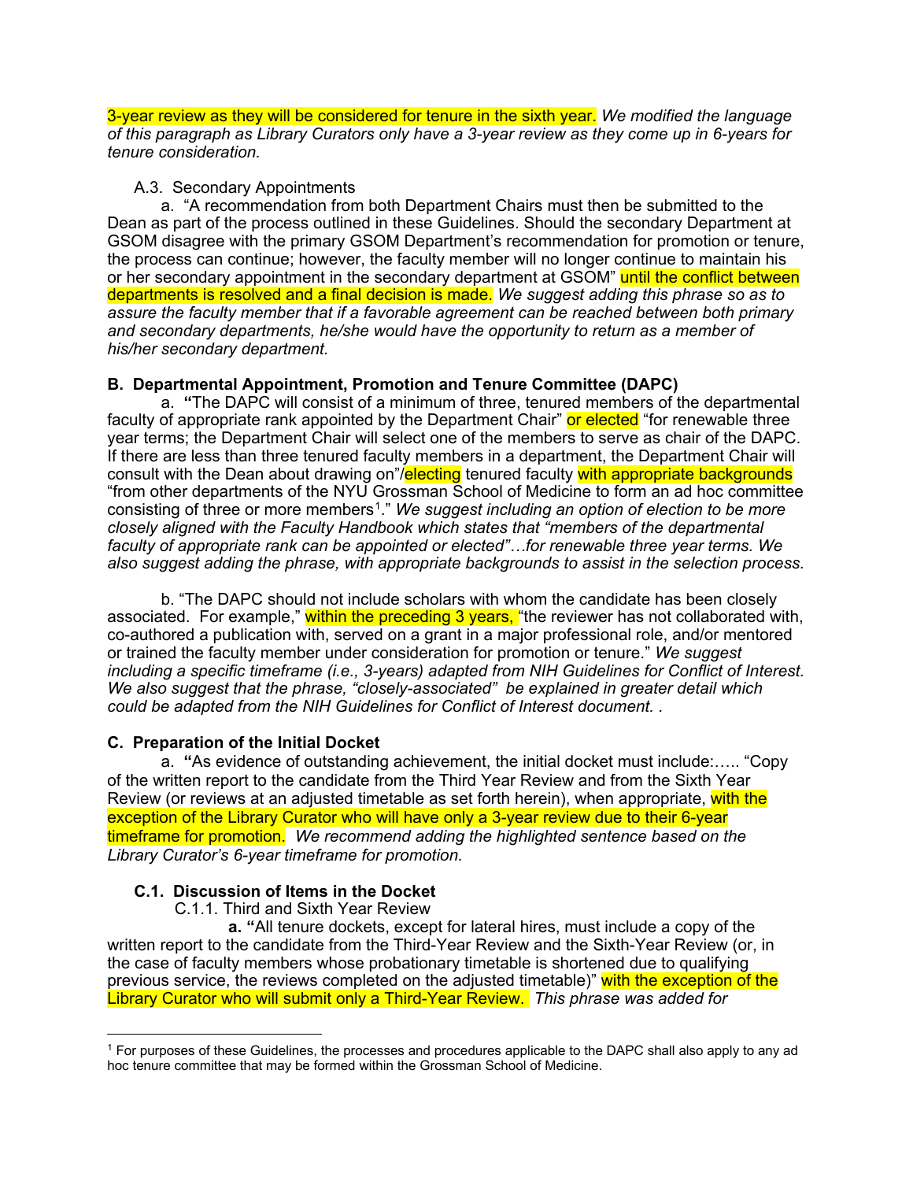3-year review as they will be considered for tenure in the sixth year. *We modified the language of this paragraph as Library Curators only have a 3-year review as they come up in 6-years for tenure consideration.*

A.3. Secondary Appointments

a. "A recommendation from both Department Chairs must then be submitted to the Dean as part of the process outlined in these Guidelines. Should the secondary Department at GSOM disagree with the primary GSOM Department's recommendation for promotion or tenure, the process can continue; however, the faculty member will no longer continue to maintain his or her secondary appointment in the secondary department at GSOM" until the conflict between departments is resolved and a final decision is made. *We suggest adding this phrase so as to assure the faculty member that if a favorable agreement can be reached between both primary and secondary departments, he/she would have the opportunity to return as a member of his/her secondary department.*

**B. Departmental Appointment, Promotion and Tenure Committee (DAPC)**

a. **"**The DAPC will consist of a minimum of three, tenured members of the departmental faculty of appropriate rank appointed by the Department Chair" or elected "for renewable three year terms; the Department Chair will select one of the members to serve as chair of the DAPC. If there are less than three tenured faculty members in a department, the Department Chair will consult with the Dean about drawing on"/electing tenured faculty with appropriate backgrounds "from other departments of the NYU Grossman School of Medicine to form an ad hoc committee consisting of three or more members[1]." *We suggest including an option of election to be more closely aligned with the Faculty Handbook which states that "members of the departmental faculty of appropriate rank can be appointed or elected"…for renewable three year terms. We also suggest adding the phrase, with appropriate backgrounds to assist in the selection process.*

b. "The DAPC should not include scholars with whom the candidate has been closely associated. For example," within the preceding 3 years, "the reviewer has not collaborated with, co-authored a publication with, served on a grant in a major professional role, and/or mentored or trained the faculty member under consideration for promotion or tenure." *We suggest including a specific timeframe (i.e., 3-years) adapted from NIH Guidelines for Conflict of Interest. We also suggest that the phrase, "closely-associated" be explained in greater detail which could be adapted from the NIH Guidelines for Conflict of Interest document. .*

**C. Preparation of the Initial Docket**

a. **"**As evidence of outstanding achievement, the initial docket must include:….. "Copy of the written report to the candidate from the Third Year Review and from the Sixth Year Review (or reviews at an adjusted timetable as set forth herein), when appropriate, with the exception of the Library Curator who will have only a 3-year review due to their 6-year timeframe for promotion. *We recommend adding the highlighted sentence based on the Library Curator's 6-year timeframe for promotion.*

**C.1. Discussion of Items in the Docket**

C.1.1. Third and Sixth Year Review

**a. "**All tenure dockets, except for lateral hires, must include a copy of the written report to the candidate from the Third-Year Review and the Sixth-Year Review (or, in the case of faculty members whose probationary timetable is shortened due to qualifying previous service, the reviews completed on the adjusted timetable)" with the exception of the Library Curator who will submit only a Third-Year Review. *This phrase was added for*

[1] For purposes of these Guidelines, the processes and procedures applicable to the DAPC shall also apply to any ad hoc tenure committee that may be formed within the Grossman School of Medicine.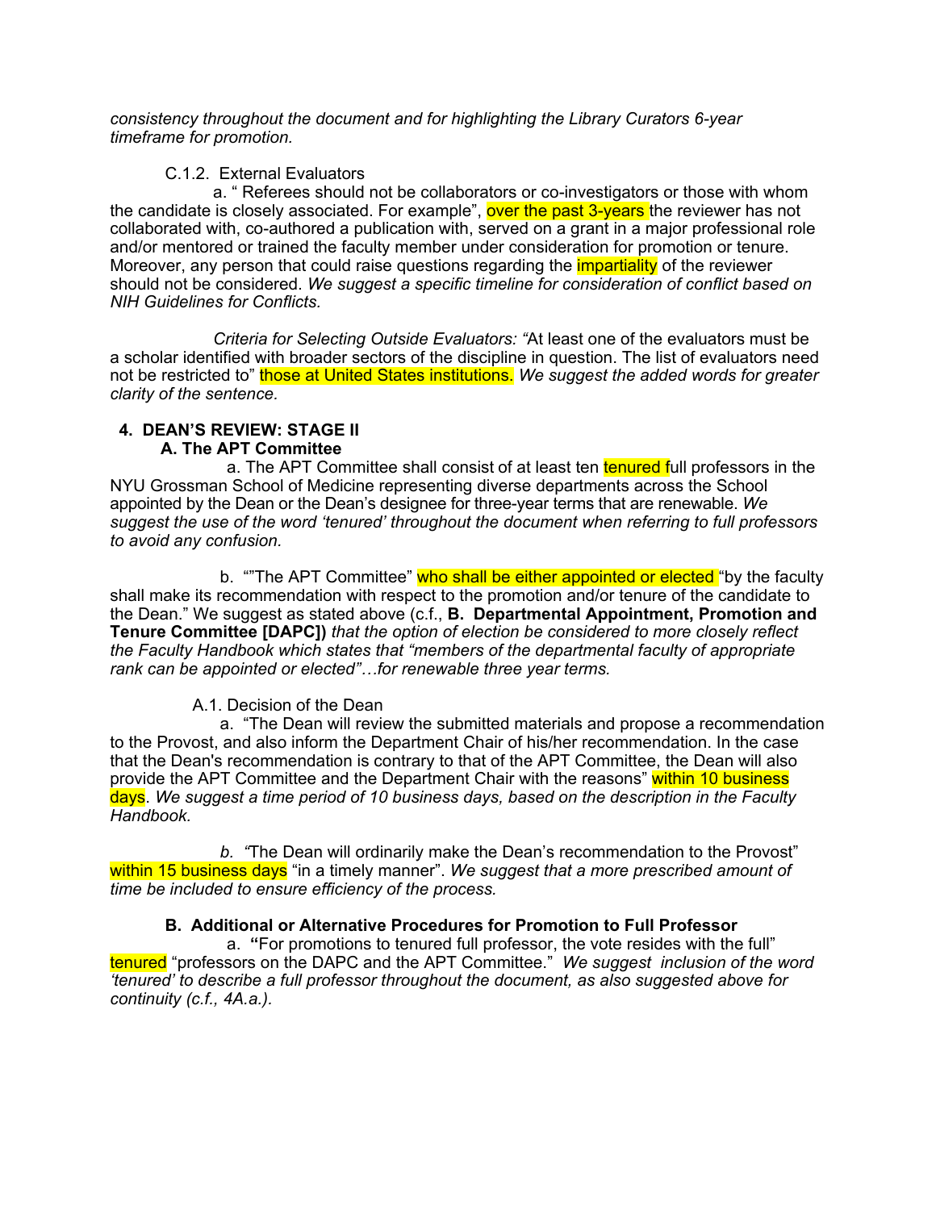*consistency throughout the document and for highlighting the Library Curators 6-year timeframe for promotion.*

C.1.2. External Evaluators

a. " Referees should not be collaborators or co-investigators or those with whom the candidate is closely associated. For example", over the past 3-years the reviewer has not collaborated with, co-authored a publication with, served on a grant in a major professional role and/or mentored or trained the faculty member under consideration for promotion or tenure. Moreover, any person that could raise questions regarding the impartiality of the reviewer should not be considered. *We suggest a specific timeline for consideration of conflict based on NIH Guidelines for Conflicts.*

*Criteria for Selecting Outside Evaluators: "*At least one of the evaluators must be a scholar identified with broader sectors of the discipline in question. The list of evaluators need not be restricted to" those at United States institutions. *We suggest the added words for greater clarity of the sentence.*

## 4. DEAN'S REVIEW: STAGE II

### A. The APT Committee

a. The APT Committee shall consist of at least ten tenured full professors in the NYU Grossman School of Medicine representing diverse departments across the School appointed by the Dean or the Dean's designee for three-year terms that are renewable. *We suggest the use of the word 'tenured' throughout the document when referring to full professors to avoid any confusion.*

b. ""The APT Committee" who shall be either appointed or elected "by the faculty shall make its recommendation with respect to the promotion and/or tenure of the candidate to the Dean." We suggest as stated above (c.f., **B. Departmental Appointment, Promotion and Tenure Committee [DAPC]**) *that the option of election be considered to more closely reflect the Faculty Handbook which states that "members of the departmental faculty of appropriate rank can be appointed or elected"…for renewable three year terms.*

A.1. Decision of the Dean

a. "The Dean will review the submitted materials and propose a recommendation to the Provost, and also inform the Department Chair of his/her recommendation. In the case that the Dean's recommendation is contrary to that of the APT Committee, the Dean will also provide the APT Committee and the Department Chair with the reasons" within 10 business days. *We suggest a time period of 10 business days, based on the description in the Faculty Handbook.*

*b. "*The Dean will ordinarily make the Dean's recommendation to the Provost" within 15 business days "in a timely manner". *We suggest that a more prescribed amount of time be included to ensure efficiency of the process.*

### B. Additional or Alternative Procedures for Promotion to Full Professor

a. **"**For promotions to tenured full professor, the vote resides with the full" tenured "professors on the DAPC and the APT Committee." *We suggest inclusion of the word 'tenured' to describe a full professor throughout the document, as also suggested above for continuity (c.f., 4A.a.).*